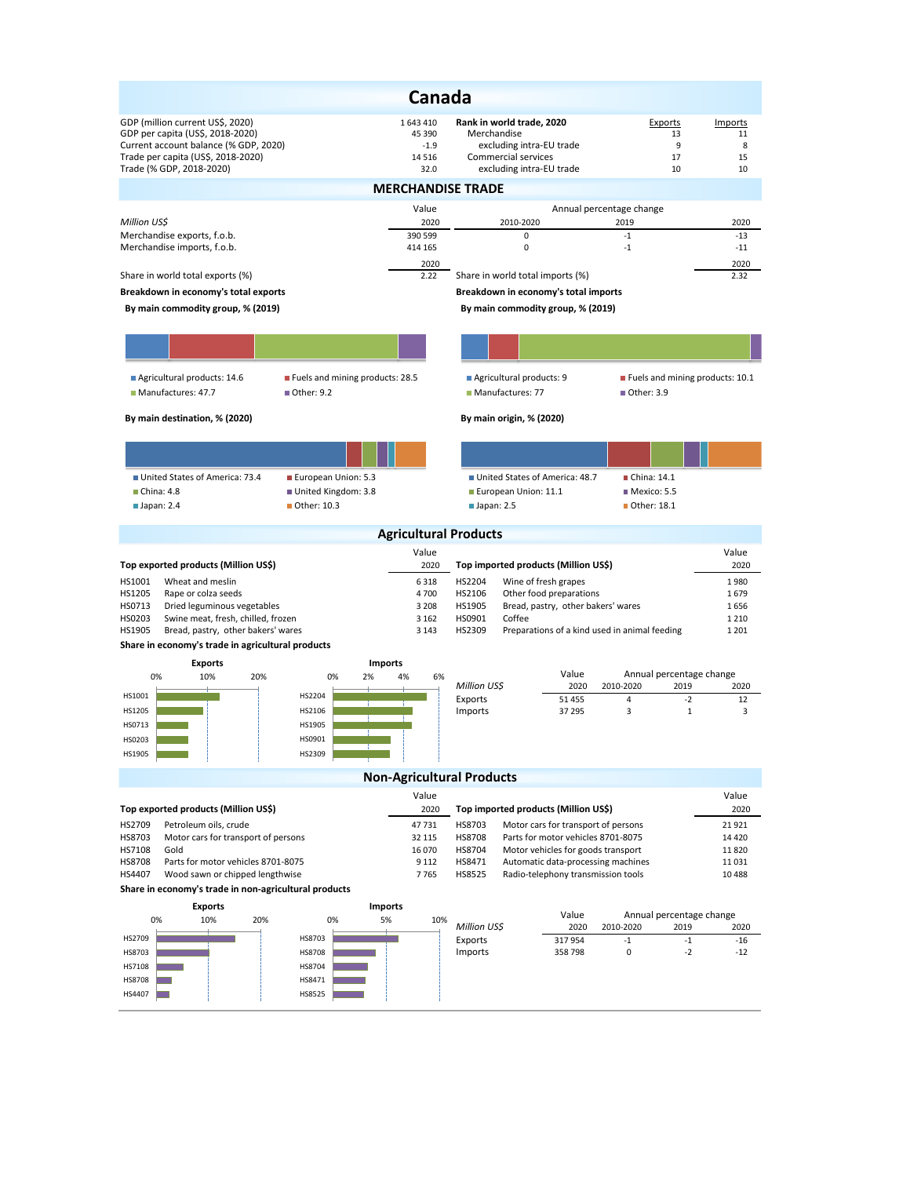# Canada

| | | Rank in world trade, 2020 | Exports | Imports |
|---|---|---|---|---|
| GDP (million current US$, 2020) | 1 643 410 | Merchandise | 13 | 11 |
| GDP per capita (US$, 2018-2020) | 45 390 | excluding intra-EU trade | 9 | 8 |
| Current account balance (% GDP, 2020) | -1.9 | Commercial services | 17 | 15 |
| Trade per capita (US$, 2018-2020) | 14 516 | excluding intra-EU trade | 10 | 10 |
| Trade (% GDP, 2018-2020) | 32.0 | | | |

## MERCHANDISE TRADE

| Million US$ | Value 2020 | Annual percentage change 2010-2020 | 2019 | 2020 |
|---|---|---|---|---|
| Merchandise exports, f.o.b. | 390 599 | 0 | -1 | -13 |
| Merchandise imports, f.o.b. | 414 165 | 0 | -1 | -11 |

| | 2020 | | 2020 |
|---|---|---|---|
| Share in world total exports (%) | 2.22 | Share in world total imports (%) | 2.32 |

**Breakdown in economy's total exports**

**By main commodity group, % (2019)**

- Agricultural products: 14.6
- Fuels and mining products: 28.5
- Manufactures: 47.7
- Other: 9.2

**By main destination, % (2020)**

- United States of America: 73.4
- European Union: 5.3
- China: 4.8
- United Kingdom: 3.8
- Japan: 2.4
- Other: 10.3

**Breakdown in economy's total imports**

**By main commodity group, % (2019)**

- Agricultural products: 9
- Fuels and mining products: 10.1
- Manufactures: 77
- Other: 3.9

**By main origin, % (2020)**

- United States of America: 48.7
- China: 14.1
- European Union: 11.1
- Mexico: 5.5
- Japan: 2.5
- Other: 18.1

## Agricultural Products

| Top exported products (Million US$) | | Value 2020 | Top imported products (Million US$) | | Value 2020 |
|---|---|---|---|---|---|
| HS1001 | Wheat and meslin | 6 318 | HS2204 | Wine of fresh grapes | 1 980 |
| HS1205 | Rape or colza seeds | 4 700 | HS2106 | Other food preparations | 1 679 |
| HS0713 | Dried leguminous vegetables | 3 208 | HS1905 | Bread, pastry, other bakers' wares | 1 656 |
| HS0203 | Swine meat, fresh, chilled, frozen | 3 162 | HS0901 | Coffee | 1 210 |
| HS1905 | Bread, pastry, other bakers' wares | 3 143 | HS2309 | Preparations of a kind used in animal feeding | 1 201 |

**Share in economy's trade in agricultural products**

| Million US$ | Value 2020 | Annual percentage change 2010-2020 | 2019 | 2020 |
|---|---|---|---|---|
| Exports | 51 455 | 4 | -2 | 12 |
| Imports | 37 295 | 3 | 1 | 3 |

## Non-Agricultural Products

| Top exported products (Million US$) | | Value 2020 | Top imported products (Million US$) | | Value 2020 |
|---|---|---|---|---|---|
| HS2709 | Petroleum oils, crude | 47 731 | HS8703 | Motor cars for transport of persons | 21 921 |
| HS8703 | Motor cars for transport of persons | 32 115 | HS8708 | Parts for motor vehicles 8701-8075 | 14 420 |
| HS7108 | Gold | 16 070 | HS8704 | Motor vehicles for goods transport | 11 820 |
| HS8708 | Parts for motor vehicles 8701-8075 | 9 112 | HS8471 | Automatic data-processing machines | 11 031 |
| HS4407 | Wood sawn or chipped lengthwise | 7 765 | HS8525 | Radio-telephony transmission tools | 10 488 |

**Share in economy's trade in non-agricultural products**

| Million US$ | Value 2020 | Annual percentage change 2010-2020 | 2019 | 2020 |
|---|---|---|---|---|
| Exports | 317 954 | -1 | -1 | -16 |
| Imports | 358 798 | 0 | -2 | -12 |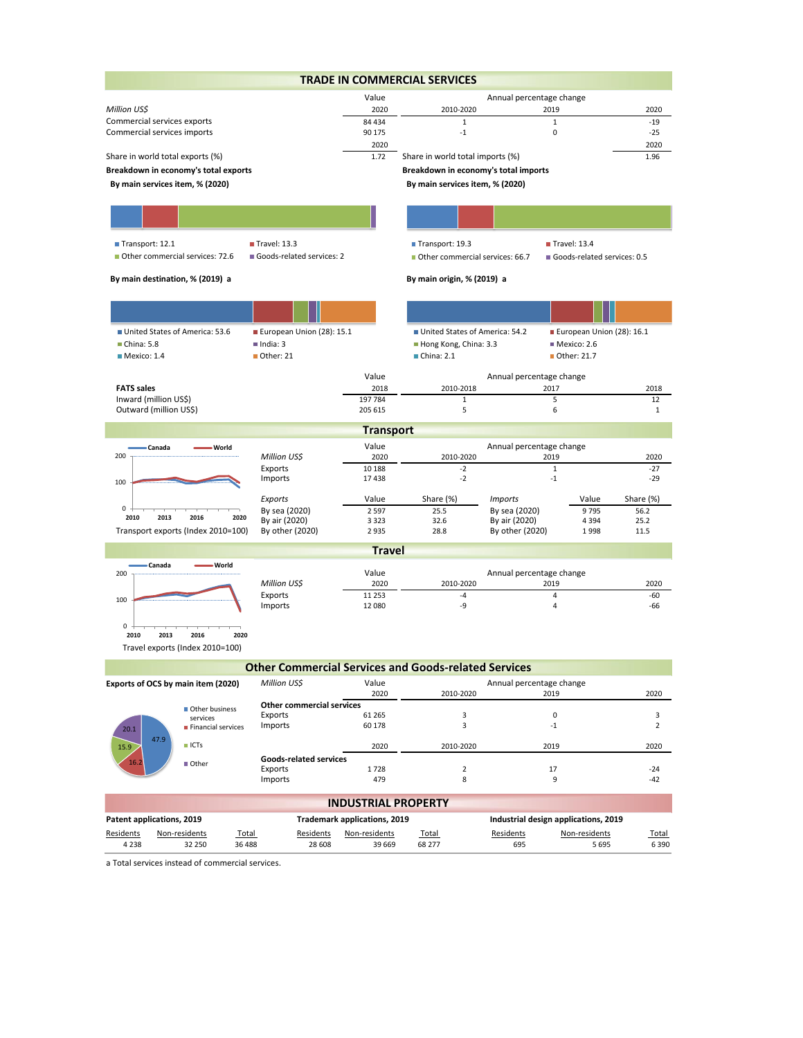## TRADE IN COMMERCIAL SERVICES

| Million US$ | Value 2020 | Annual percentage change 2010-2020 | 2019 | 2020 |
|---|---|---|---|---|
| Commercial services exports | 84 434 | 1 | 1 | -19 |
| Commercial services imports | 90 175 | -1 | 0 | -25 |

| | 2020 | | 2020 |
|---|---|---|---|
| Share in world total exports (%) | 1.72 | Share in world total imports (%) | 1.96 |

**Breakdown in economy's total exports**

**By main services item, % (2020)**

Transport: 12.1
Travel: 13.3
Other commercial services: 72.6
Goods-related services: 2

**Breakdown in economy's total imports**

**By main services item, % (2020)**

Transport: 19.3
Travel: 13.4
Other commercial services: 66.7
Goods-related services: 0.5

**By main destination, % (2019) a**

United States of America: 53.6
European Union (28): 15.1
China: 5.8
India: 3
Mexico: 1.4
Other: 21

**By main origin, % (2019) a**

United States of America: 54.2
European Union (28): 16.1
Hong Kong, China: 3.3
Mexico: 2.6
China: 2.1
Other: 21.7

| FATS sales | Value 2018 | Annual percentage change 2010-2018 | 2017 | 2018 |
|---|---|---|---|---|
| Inward (million US$) | 197 784 | 1 | 5 | 12 |
| Outward (million US$) | 205 615 | 5 | 6 | 1 |

## Transport

Canada
World
200
100
0
2010
2013
2016
2020
Transport exports (Index 2010=100)

| Million US$ | Value 2020 | Annual percentage change 2010-2020 | 2019 | 2020 |
|---|---|---|---|---|
| Exports | 10 188 | -2 | 1 | -27 |
| Imports | 17 438 | -2 | -1 | -29 |

| Exports | Value | Share (%) | Imports | Value | Share (%) |
|---|---|---|---|---|---|
| By sea (2020) | 2 597 | 25.5 | By sea (2020) | 9 795 | 56.2 |
| By air (2020) | 3 323 | 32.6 | By air (2020) | 4 394 | 25.2 |
| By other (2020) | 2 935 | 28.8 | By other (2020) | 1 998 | 11.5 |

## Travel

Canada
World
200
100
0
2010
2013
2016
2020
Travel exports (Index 2010=100)

| Million US$ | Value 2020 | Annual percentage change 2010-2020 | 2019 | 2020 |
|---|---|---|---|---|
| Exports | 11 253 | -4 | 4 | -60 |
| Imports | 12 080 | -9 | 4 | -66 |

## Other Commercial Services and Goods-related Services

**Exports of OCS by main item (2020)**

Other business services
Financial services
ICTs
Other
47.9
16.2
15.9
20.1

| Million US$ | Value 2020 | Annual percentage change 2010-2020 | 2019 | 2020 |
|---|---|---|---|---|
| **Other commercial services** | | | | |
| Exports | 61 265 | 3 | 0 | 3 |
| Imports | 60 178 | 3 | -1 | 2 |
| | 2020 | 2010-2020 | 2019 | 2020 |
| **Goods-related services** | | | | |
| Exports | 1 728 | 2 | 17 | -24 |
| Imports | 479 | 8 | 9 | -42 |

## INDUSTRIAL PROPERTY

| Patent applications, 2019 | | | Trademark applications, 2019 | | | Industrial design applications, 2019 | | |
|---|---|---|---|---|---|---|---|---|
| Residents | Non-residents | Total | Residents | Non-residents | Total | Residents | Non-residents | Total |
| 4 238 | 32 250 | 36 488 | 28 608 | 39 669 | 68 277 | 695 | 5 695 | 6 390 |

a Total services instead of commercial services.